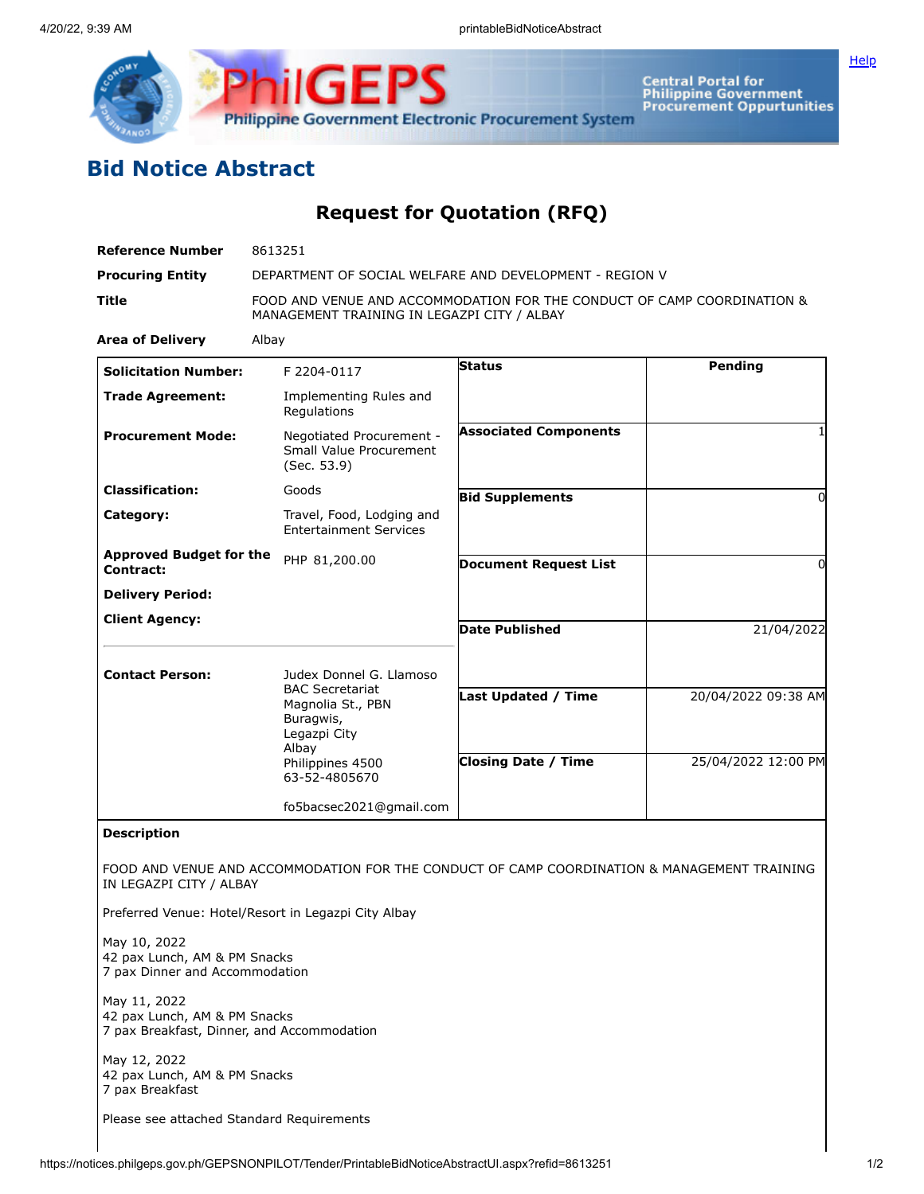# Bid Notice Abstract

## Request for Quotation (RFQ)

| | |
|---|---|
| **Reference Number** | 8613251 |
| **Procuring Entity** | DEPARTMENT OF SOCIAL WELFARE AND DEVELOPMENT - REGION V |
| **Title** | FOOD AND VENUE AND ACCOMMODATION FOR THE CONDUCT OF CAMP COORDINATION & MANAGEMENT TRAINING IN LEGAZPI CITY / ALBAY |
| **Area of Delivery** | Albay |

| | | | |
|---|---|---|---|
| **Solicitation Number:** | F 2204-0117 | **Status** | Pending |
| **Trade Agreement:** | Implementing Rules and Regulations | | |
| **Procurement Mode:** | Negotiated Procurement - Small Value Procurement (Sec. 53.9) | **Associated Components** | 1 |
| **Classification:** | Goods | **Bid Supplements** | 0 |
| **Category:** | Travel, Food, Lodging and Entertainment Services | | |
| **Approved Budget for the Contract:** | PHP 81,200.00 | **Document Request List** | 0 |
| **Delivery Period:** | | | |
| **Client Agency:** | | **Date Published** | 21/04/2022 |
| **Contact Person:** | Judex Donnel G. Llamoso<br>BAC Secretariat<br>Magnolia St., PBN<br>Buragwis,<br>Legazpi City<br>Albay<br>Philippines 4500<br>63-52-4805670<br><br>fo5bacsec2021@gmail.com | **Last Updated / Time** | 20/04/2022 09:38 AM |
| | | **Closing Date / Time** | 25/04/2022 12:00 PM |

**Description**

FOOD AND VENUE AND ACCOMMODATION FOR THE CONDUCT OF CAMP COORDINATION & MANAGEMENT TRAINING IN LEGAZPI CITY / ALBAY

Preferred Venue: Hotel/Resort in Legazpi City Albay

May 10, 2022
42 pax Lunch, AM & PM Snacks
7 pax Dinner and Accommodation

May 11, 2022
42 pax Lunch, AM & PM Snacks
7 pax Breakfast, Dinner, and Accommodation

May 12, 2022
42 pax Lunch, AM & PM Snacks
7 pax Breakfast

Please see attached Standard Requirements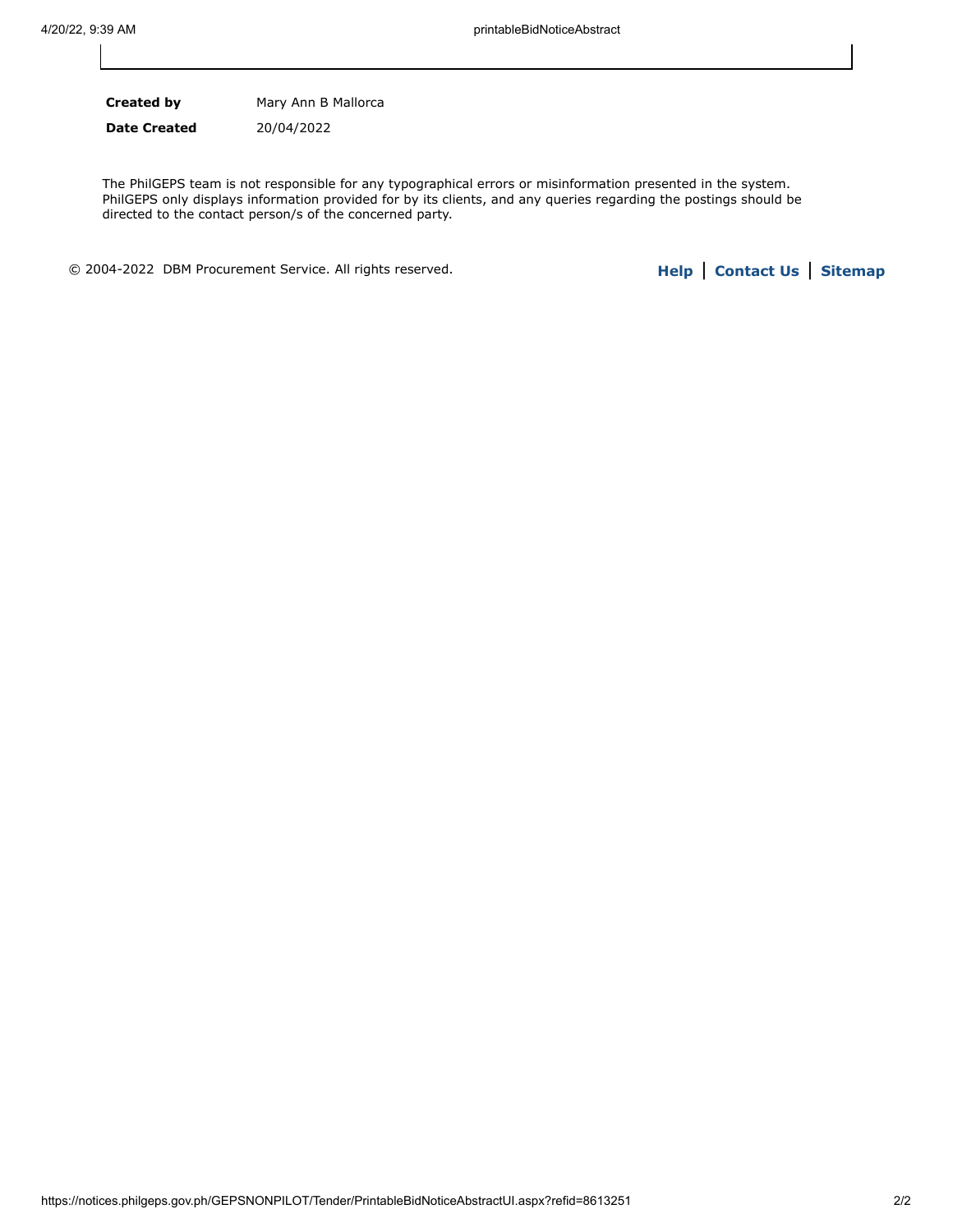| | |
|---|---|
| **Created by** | Mary Ann B Mallorca |
| **Date Created** | 20/04/2022 |

The PhilGEPS team is not responsible for any typographical errors or misinformation presented in the system. PhilGEPS only displays information provided for by its clients, and any queries regarding the postings should be directed to the contact person/s of the concerned party.

© 2004-2022 DBM Procurement Service. All rights reserved.

**Help** | **Contact Us** | **Sitemap**